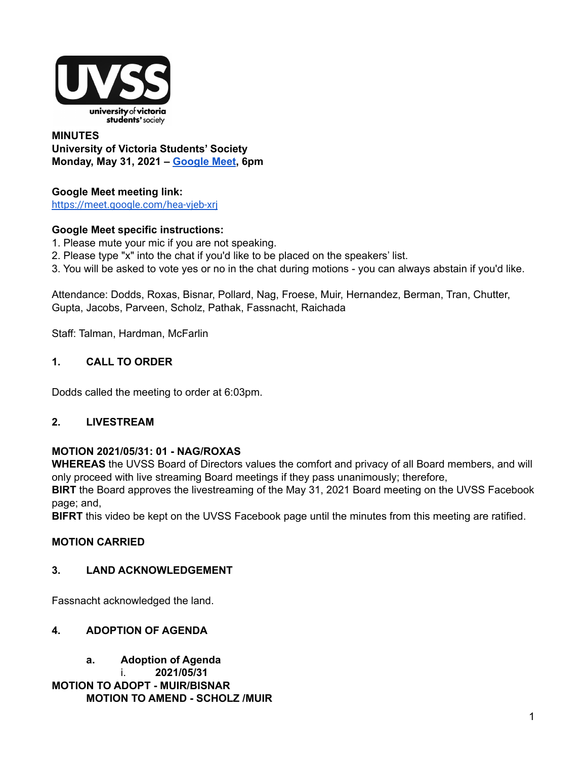**MINUTES**
**University of Victoria Students' Society**
**Monday, May 31, 2021 – [Google Meet](https://meet.google.com/hea-vjeb-xrj), 6pm**

**Google Meet meeting link:**
https://meet.google.com/hea-vjeb-xrj

**Google Meet specific instructions:**
1. Please mute your mic if you are not speaking.
2. Please type "x" into the chat if you'd like to be placed on the speakers' list.
3. You will be asked to vote yes or no in the chat during motions - you can always abstain if you'd like.

Attendance: Dodds, Roxas, Bisnar, Pollard, Nag, Froese, Muir, Hernandez, Berman, Tran, Chutter, Gupta, Jacobs, Parveen, Scholz, Pathak, Fassnacht, Raichada

Staff: Talman, Hardman, McFarlin

## 1. CALL TO ORDER

Dodds called the meeting to order at 6:03pm.

## 2. LIVESTREAM

**MOTION 2021/05/31: 01 - NAG/ROXAS**
**WHEREAS** the UVSS Board of Directors values the comfort and privacy of all Board members, and will only proceed with live streaming Board meetings if they pass unanimously; therefore,
**BIRT** the Board approves the livestreaming of the May 31, 2021 Board meeting on the UVSS Facebook page; and,
**BIFRT** this video be kept on the UVSS Facebook page until the minutes from this meeting are ratified.

**MOTION CARRIED**

## 3. LAND ACKNOWLEDGEMENT

Fassnacht acknowledged the land.

## 4. ADOPTION OF AGENDA

**a. Adoption of Agenda**
i. **2021/05/31**

**MOTION TO ADOPT - MUIR/BISNAR**
**MOTION TO AMEND - SCHOLZ /MUIR**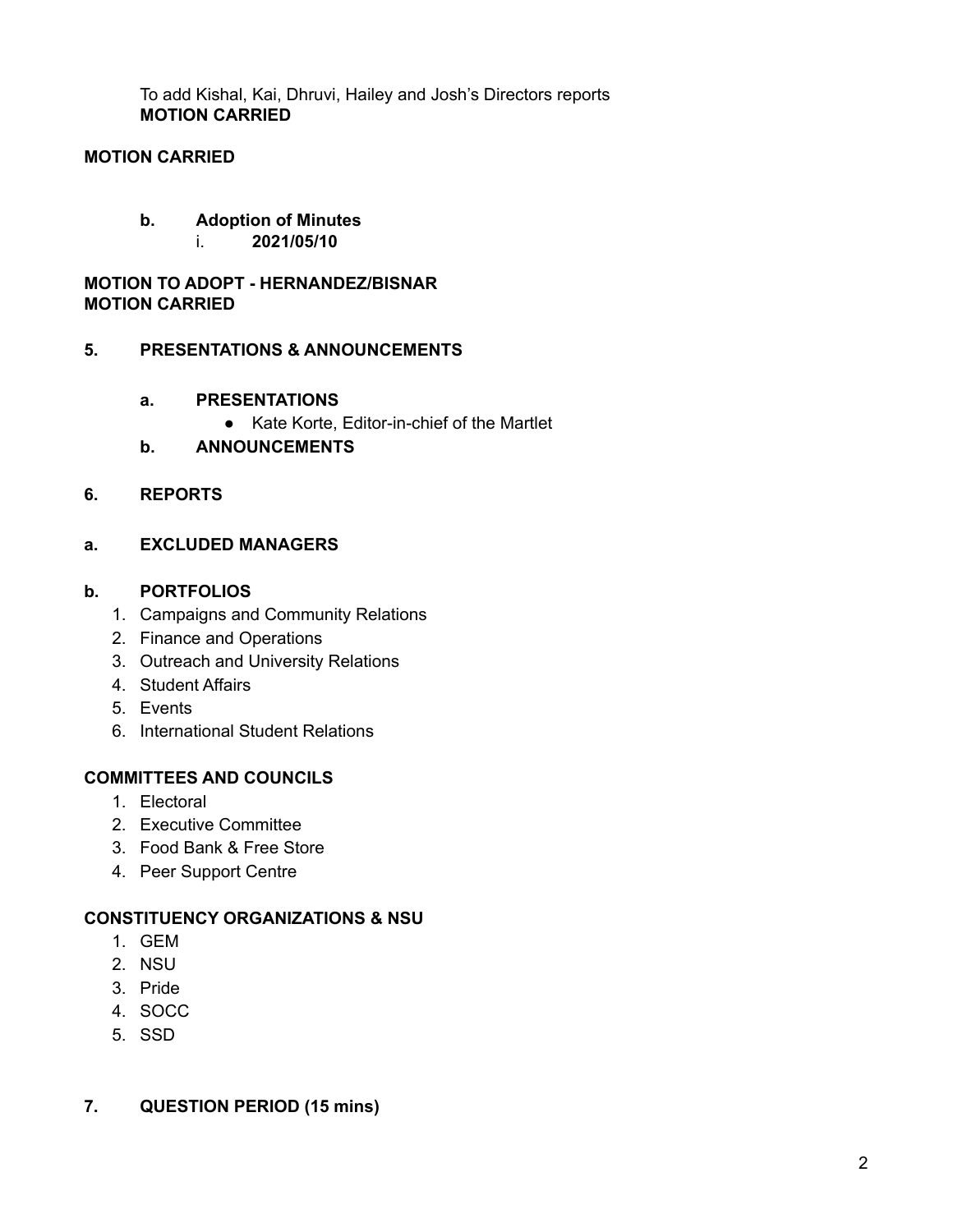To add Kishal, Kai, Dhruvi, Hailey and Josh's Directors reports
**MOTION CARRIED**

**MOTION CARRIED**

**b. Adoption of Minutes**

i. **2021/05/10**

**MOTION TO ADOPT - HERNANDEZ/BISNAR**
**MOTION CARRIED**

## 5. PRESENTATIONS & ANNOUNCEMENTS

### a. PRESENTATIONS

- Kate Korte, Editor-in-chief of the Martlet

### b. ANNOUNCEMENTS

## 6. REPORTS

### a. EXCLUDED MANAGERS

### b. PORTFOLIOS

1. Campaigns and Community Relations
2. Finance and Operations
3. Outreach and University Relations
4. Student Affairs
5. Events
6. International Student Relations

### COMMITTEES AND COUNCILS

1. Electoral
2. Executive Committee
3. Food Bank & Free Store
4. Peer Support Centre

### CONSTITUENCY ORGANIZATIONS & NSU

1. GEM
2. NSU
3. Pride
4. SOCC
5. SSD

## 7. QUESTION PERIOD (15 mins)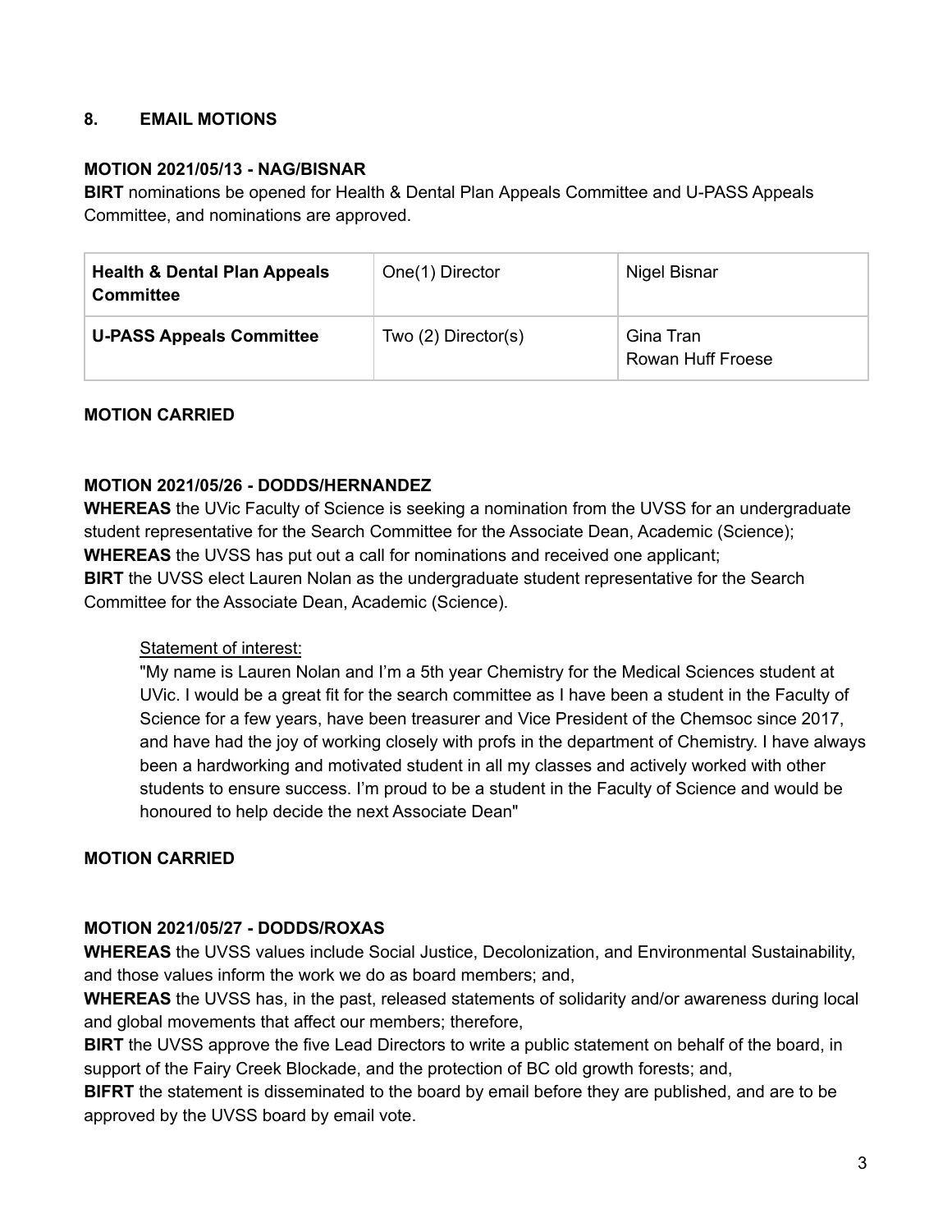## 8. EMAIL MOTIONS

**MOTION 2021/05/13 - NAG/BISNAR**

**BIRT** nominations be opened for Health & Dental Plan Appeals Committee and U-PASS Appeals Committee, and nominations are approved.

| | | |
|---|---|---|
| **Health & Dental Plan Appeals Committee** | One(1) Director | Nigel Bisnar |
| **U-PASS Appeals Committee** | Two (2) Director(s) | Gina Tran<br>Rowan Huff Froese |

**MOTION CARRIED**

**MOTION 2021/05/26 - DODDS/HERNANDEZ**

**WHEREAS** the UVic Faculty of Science is seeking a nomination from the UVSS for an undergraduate student representative for the Search Committee for the Associate Dean, Academic (Science);
**WHEREAS** the UVSS has put out a call for nominations and received one applicant;
**BIRT** the UVSS elect Lauren Nolan as the undergraduate student representative for the Search Committee for the Associate Dean, Academic (Science).

> Statement of interest:
> "My name is Lauren Nolan and I'm a 5th year Chemistry for the Medical Sciences student at UVic. I would be a great fit for the search committee as I have been a student in the Faculty of Science for a few years, have been treasurer and Vice President of the Chemsoc since 2017, and have had the joy of working closely with profs in the department of Chemistry. I have always been a hardworking and motivated student in all my classes and actively worked with other students to ensure success. I'm proud to be a student in the Faculty of Science and would be honoured to help decide the next Associate Dean"

**MOTION CARRIED**

**MOTION 2021/05/27 - DODDS/ROXAS**

**WHEREAS** the UVSS values include Social Justice, Decolonization, and Environmental Sustainability, and those values inform the work we do as board members; and,
**WHEREAS** the UVSS has, in the past, released statements of solidarity and/or awareness during local and global movements that affect our members; therefore,
**BIRT** the UVSS approve the five Lead Directors to write a public statement on behalf of the board, in support of the Fairy Creek Blockade, and the protection of BC old growth forests; and,
**BIFRT** the statement is disseminated to the board by email before they are published, and are to be approved by the UVSS board by email vote.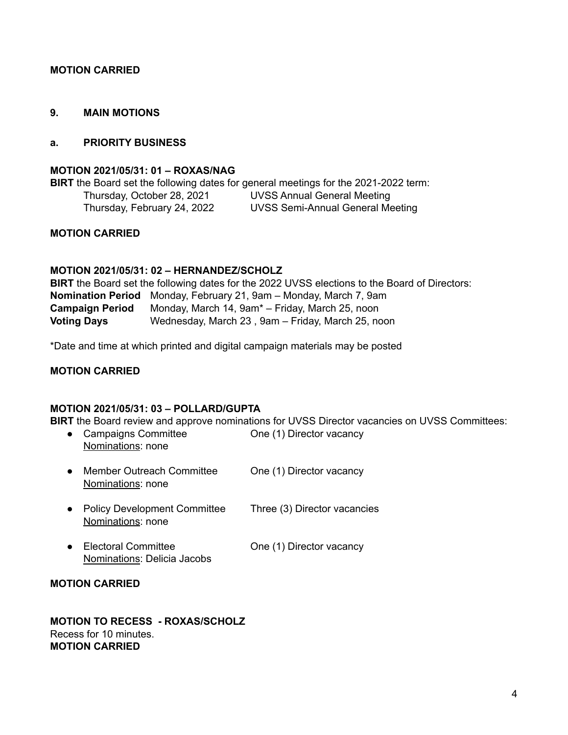**MOTION CARRIED**

## 9. MAIN MOTIONS

### a. PRIORITY BUSINESS

**MOTION 2021/05/31: 01 – ROXAS/NAG**

**BIRT** the Board set the following dates for general meetings for the 2021-2022 term:

| | |
|---|---|
| Thursday, October 28, 2021 | UVSS Annual General Meeting |
| Thursday, February 24, 2022 | UVSS Semi-Annual General Meeting |

**MOTION CARRIED**

**MOTION 2021/05/31: 02 – HERNANDEZ/SCHOLZ**

**BIRT** the Board set the following dates for the 2022 UVSS elections to the Board of Directors:

| | |
|---|---|
| **Nomination Period** | Monday, February 21, 9am – Monday, March 7, 9am |
| **Campaign Period** | Monday, March 14, 9am* – Friday, March 25, noon |
| **Voting Days** | Wednesday, March 23 , 9am – Friday, March 25, noon |

*Date and time at which printed and digital campaign materials may be posted

**MOTION CARRIED**

**MOTION 2021/05/31: 03 – POLLARD/GUPTA**

**BIRT** the Board review and approve nominations for UVSS Director vacancies on UVSS Committees:

- Campaigns Committee — One (1) Director vacancy
  Nominations: none
- Member Outreach Committee — One (1) Director vacancy
  Nominations: none
- Policy Development Committee — Three (3) Director vacancies
  Nominations: none
- Electoral Committee — One (1) Director vacancy
  Nominations: Delicia Jacobs

**MOTION CARRIED**

**MOTION TO RECESS - ROXAS/SCHOLZ**
Recess for 10 minutes.
**MOTION CARRIED**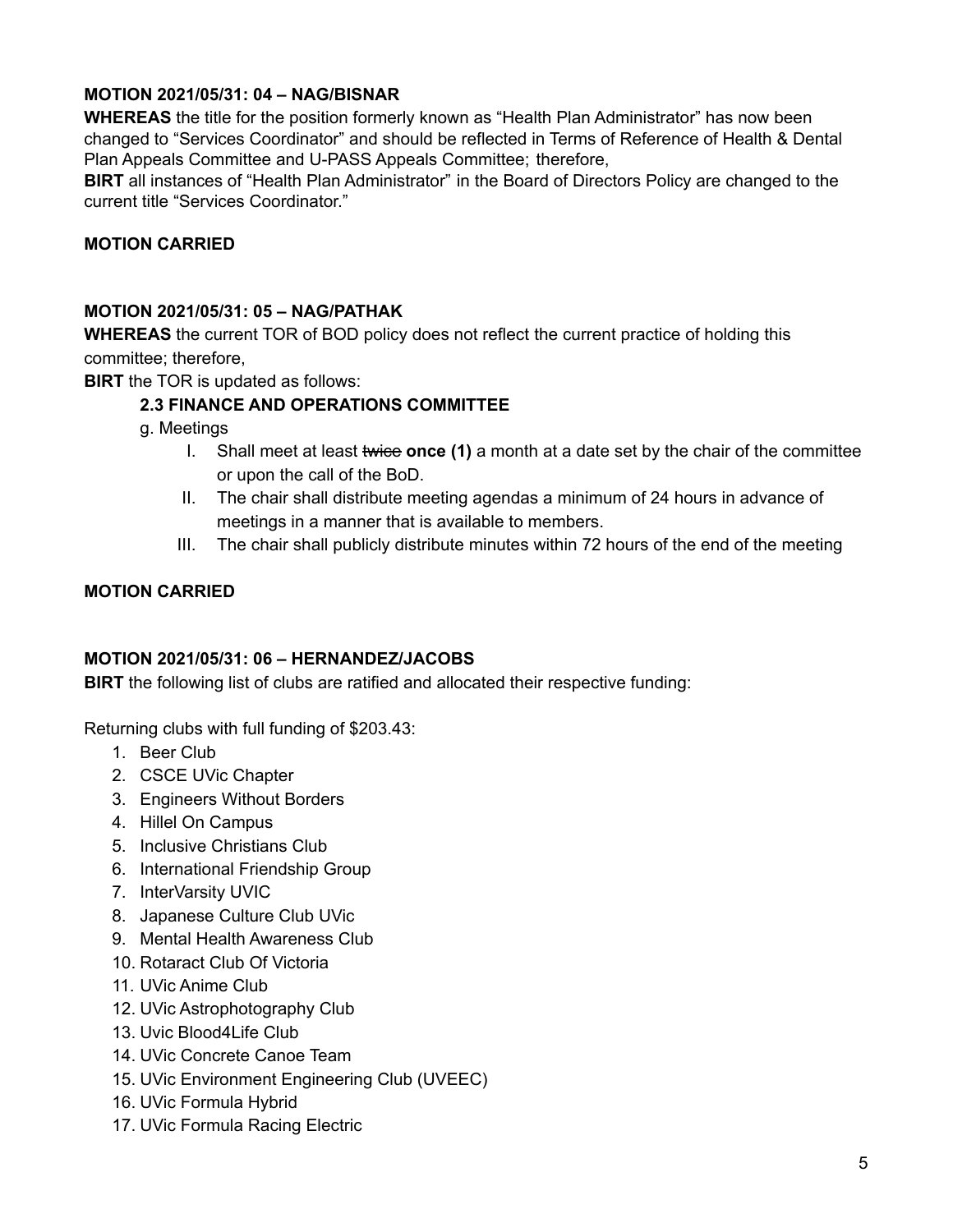**MOTION 2021/05/31: 04 – NAG/BISNAR**

**WHEREAS** the title for the position formerly known as "Health Plan Administrator" has now been changed to "Services Coordinator" and should be reflected in Terms of Reference of Health & Dental Plan Appeals Committee and U-PASS Appeals Committee; therefore,

**BIRT** all instances of "Health Plan Administrator" in the Board of Directors Policy are changed to the current title "Services Coordinator."

**MOTION CARRIED**

**MOTION 2021/05/31: 05 – NAG/PATHAK**

**WHEREAS** the current TOR of BOD policy does not reflect the current practice of holding this committee; therefore,

**BIRT** the TOR is updated as follows:

**2.3 FINANCE AND OPERATIONS COMMITTEE**

g. Meetings

I. Shall meet at least ~~twice~~ **once (1)** a month at a date set by the chair of the committee or upon the call of the BoD.

II. The chair shall distribute meeting agendas a minimum of 24 hours in advance of meetings in a manner that is available to members.

III. The chair shall publicly distribute minutes within 72 hours of the end of the meeting

**MOTION CARRIED**

**MOTION 2021/05/31: 06 – HERNANDEZ/JACOBS**

**BIRT** the following list of clubs are ratified and allocated their respective funding:

Returning clubs with full funding of $203.43:

1. Beer Club
2. CSCE UVic Chapter
3. Engineers Without Borders
4. Hillel On Campus
5. Inclusive Christians Club
6. International Friendship Group
7. InterVarsity UVIC
8. Japanese Culture Club UVic
9. Mental Health Awareness Club
10. Rotaract Club Of Victoria
11. UVic Anime Club
12. UVic Astrophotography Club
13. Uvic Blood4Life Club
14. UVic Concrete Canoe Team
15. UVic Environment Engineering Club (UVEEC)
16. UVic Formula Hybrid
17. UVic Formula Racing Electric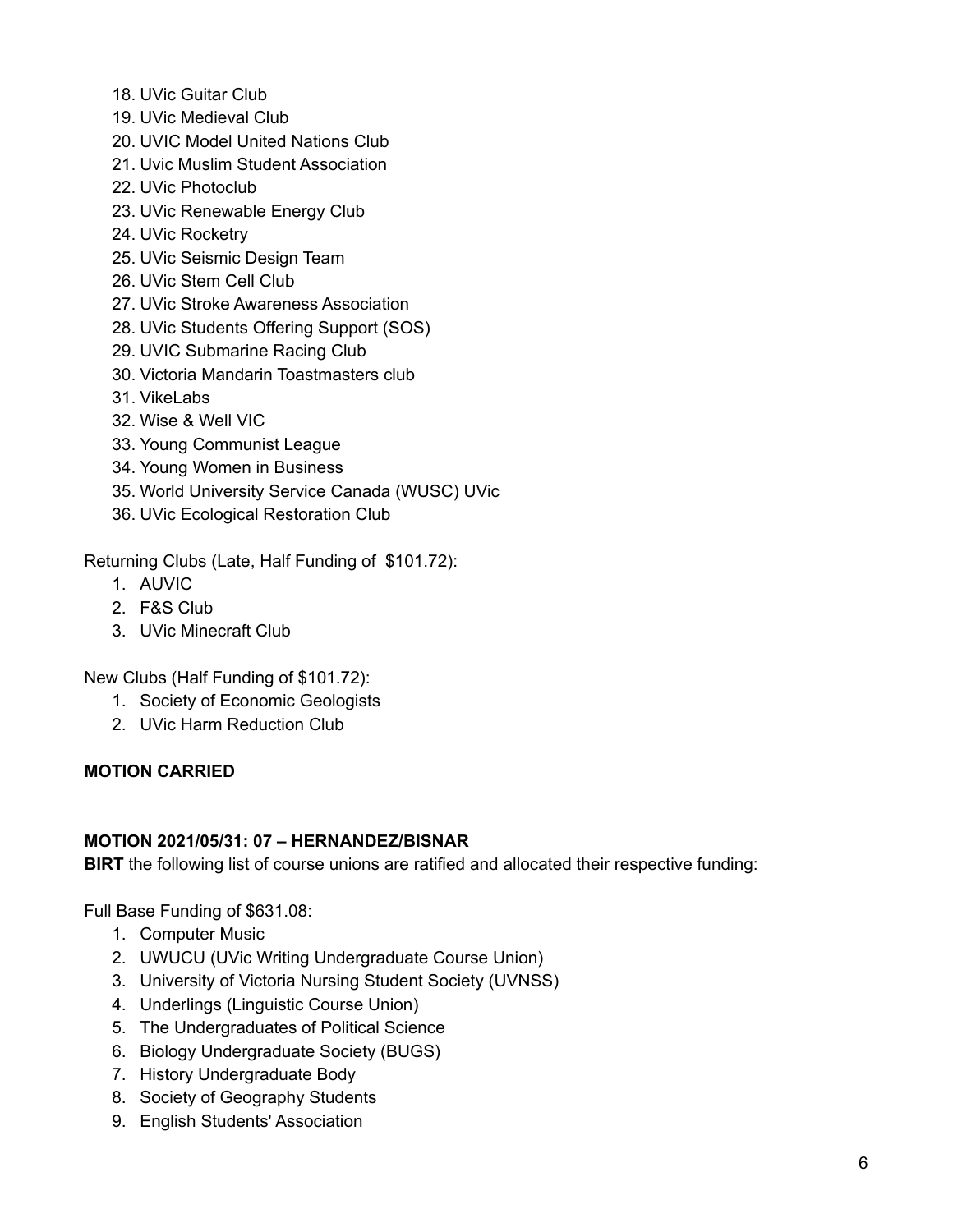18. UVic Guitar Club
19. UVic Medieval Club
20. UVIC Model United Nations Club
21. Uvic Muslim Student Association
22. UVic Photoclub
23. UVic Renewable Energy Club
24. UVic Rocketry
25. UVic Seismic Design Team
26. UVic Stem Cell Club
27. UVic Stroke Awareness Association
28. UVic Students Offering Support (SOS)
29. UVIC Submarine Racing Club
30. Victoria Mandarin Toastmasters club
31. VikeLabs
32. Wise & Well VIC
33. Young Communist League
34. Young Women in Business
35. World University Service Canada (WUSC) UVic
36. UVic Ecological Restoration Club

Returning Clubs (Late, Half Funding of $101.72):

1. AUVIC
2. F&S Club
3. UVic Minecraft Club

New Clubs (Half Funding of $101.72):

1. Society of Economic Geologists
2. UVic Harm Reduction Club

**MOTION CARRIED**

**MOTION 2021/05/31: 07 – HERNANDEZ/BISNAR**

**BIRT** the following list of course unions are ratified and allocated their respective funding:

Full Base Funding of $631.08:

1. Computer Music
2. UWUCU (UVic Writing Undergraduate Course Union)
3. University of Victoria Nursing Student Society (UVNSS)
4. Underlings (Linguistic Course Union)
5. The Undergraduates of Political Science
6. Biology Undergraduate Society (BUGS)
7. History Undergraduate Body
8. Society of Geography Students
9. English Students' Association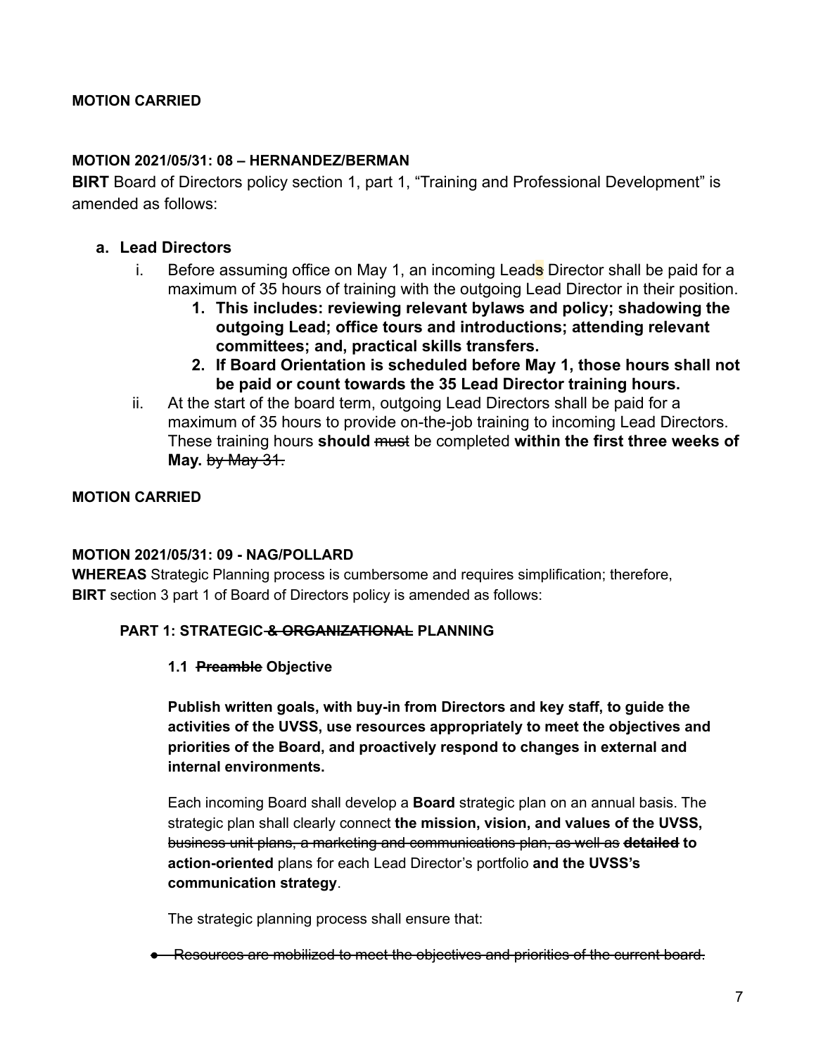**MOTION CARRIED**

**MOTION 2021/05/31: 08 – HERNANDEZ/BERMAN**
**BIRT** Board of Directors policy section 1, part 1, “Training and Professional Development” is amended as follows:

**a. Lead Directors**

i. Before assuming office on May 1, an incoming Lead~~s~~ Director shall be paid for a maximum of 35 hours of training with the outgoing Lead Director in their position.

   1. **This includes: reviewing relevant bylaws and policy; shadowing the outgoing Lead; office tours and introductions; attending relevant committees; and, practical skills transfers.**
   2. **If Board Orientation is scheduled before May 1, those hours shall not be paid or count towards the 35 Lead Director training hours.**

ii. At the start of the board term, outgoing Lead Directors shall be paid for a maximum of 35 hours to provide on-the-job training to incoming Lead Directors. These training hours **should** ~~must~~ be completed **within the first three weeks of May.** ~~by May 31.~~

**MOTION CARRIED**

**MOTION 2021/05/31: 09 - NAG/POLLARD**
**WHEREAS** Strategic Planning process is cumbersome and requires simplification; therefore,
**BIRT** section 3 part 1 of Board of Directors policy is amended as follows:

**PART 1: STRATEGIC ~~& ORGANIZATIONAL~~ PLANNING**

**1.1 ~~Preamble~~ Objective**

**Publish written goals, with buy-in from Directors and key staff, to guide the activities of the UVSS, use resources appropriately to meet the objectives and priorities of the Board, and proactively respond to changes in external and internal environments.**

Each incoming Board shall develop a **Board** strategic plan on an annual basis. The strategic plan shall clearly connect **the mission, vision, and values of the UVSS,** ~~business unit plans, a marketing and communications plan, as well as~~ ~~**detailed**~~ **to action-oriented** plans for each Lead Director’s portfolio **and the UVSS’s communication strategy**.

The strategic planning process shall ensure that:

- ~~Resources are mobilized to meet the objectives and priorities of the current board.~~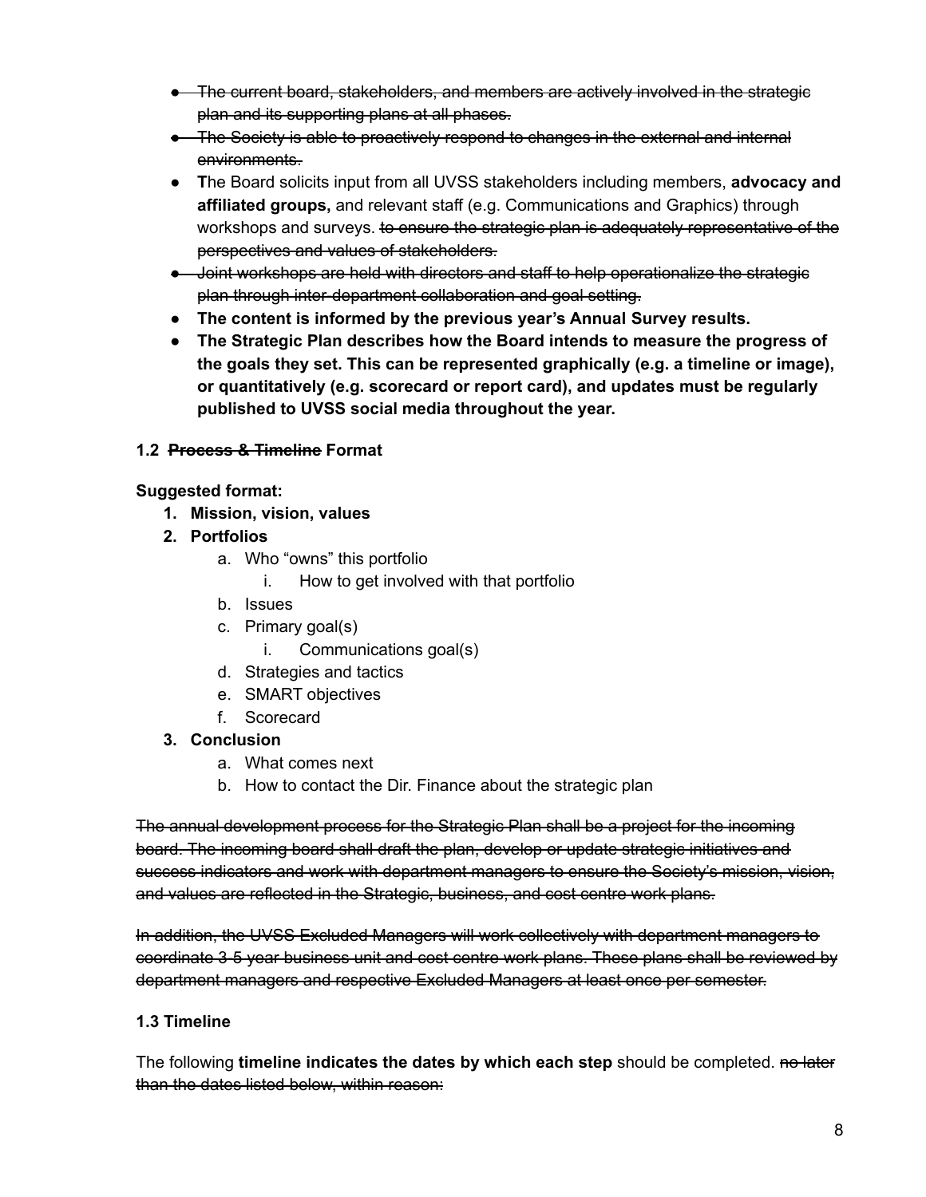- ~~The current board, stakeholders, and members are actively involved in the strategic plan and its supporting plans at all phases.~~
- ~~The Society is able to proactively respond to changes in the external and internal environments.~~
- **T**he Board solicits input from all UVSS stakeholders including members, **advocacy and affiliated groups,** and relevant staff (e.g. Communications and Graphics) through workshops and surveys. ~~to ensure the strategic plan is adequately representative of the perspectives and values of stakeholders.~~
- ~~Joint workshops are held with directors and staff to help operationalize the strategic plan through inter-department collaboration and goal setting.~~
- **The content is informed by the previous year's Annual Survey results.**
- **The Strategic Plan describes how the Board intends to measure the progress of the goals they set. This can be represented graphically (e.g. a timeline or image), or quantitatively (e.g. scorecard or report card), and updates must be regularly published to UVSS social media throughout the year.**

### 1.2 ~~Process & Timeline~~ Format

**Suggested format:**

1. **Mission, vision, values**
2. **Portfolios**
   a. Who "owns" this portfolio
      i. How to get involved with that portfolio
   b. Issues
   c. Primary goal(s)
      i. Communications goal(s)
   d. Strategies and tactics
   e. SMART objectives
   f. Scorecard
3. **Conclusion**
   a. What comes next
   b. How to contact the Dir. Finance about the strategic plan

~~The annual development process for the Strategic Plan shall be a project for the incoming board. The incoming board shall draft the plan, develop or update strategic initiatives and success indicators and work with department managers to ensure the Society's mission, vision, and values are reflected in the Strategic, business, and cost centre work plans.~~

~~In addition, the UVSS Excluded Managers will work collectively with department managers to coordinate 3-5 year business unit and cost centre work plans. These plans shall be reviewed by department managers and respective Excluded Managers at least once per semester.~~

### 1.3 Timeline

The following **timeline indicates the dates by which each step** should be completed. ~~no later than the dates listed below, within reason:~~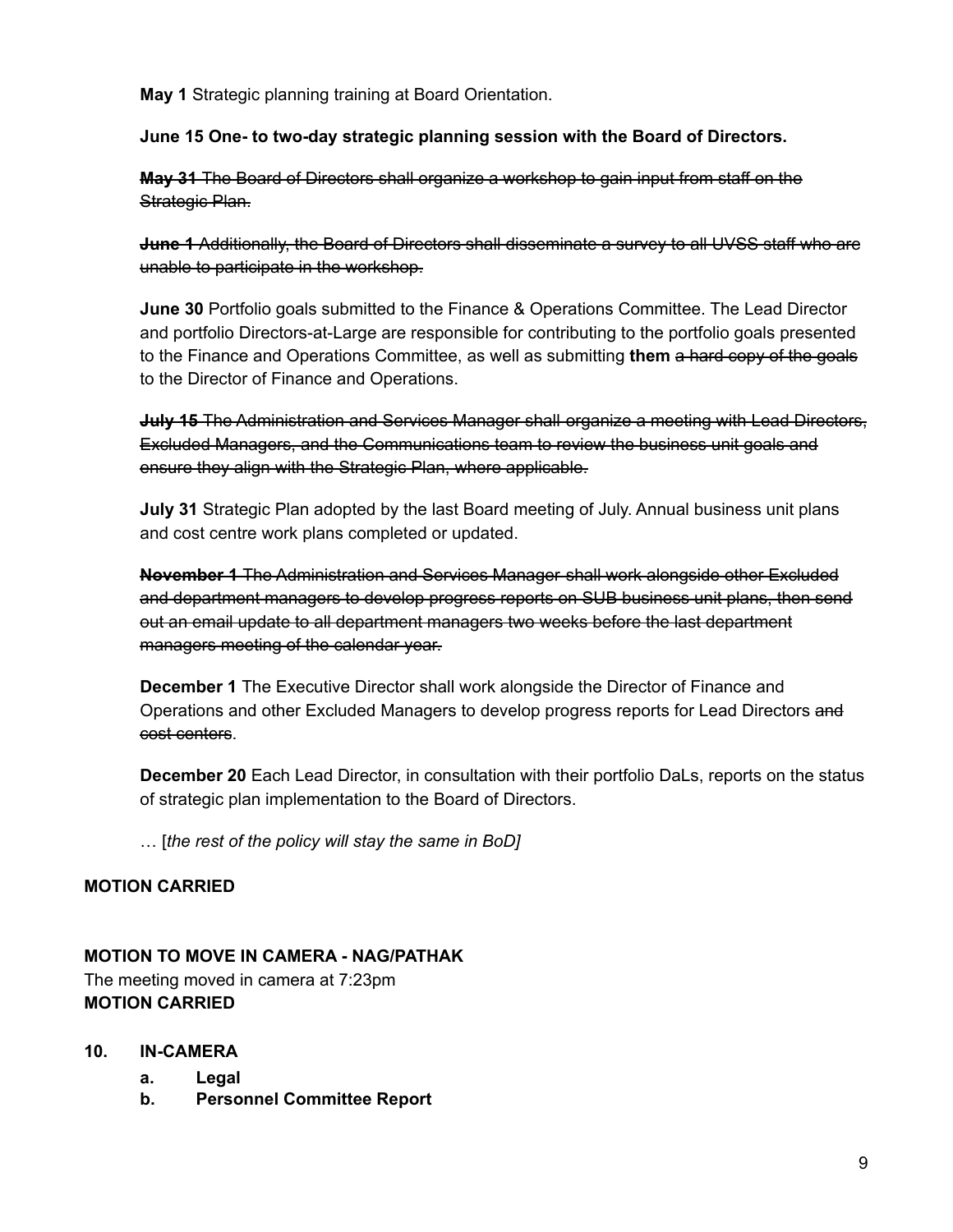**May 1** Strategic planning training at Board Orientation.

**June 15 One- to two-day strategic planning session with the Board of Directors.**

~~**May 31** The Board of Directors shall organize a workshop to gain input from staff on the Strategic Plan.~~

~~**June 1** Additionally, the Board of Directors shall disseminate a survey to all UVSS staff who are unable to participate in the workshop.~~

**June 30** Portfolio goals submitted to the Finance & Operations Committee. The Lead Director and portfolio Directors-at-Large are responsible for contributing to the portfolio goals presented to the Finance and Operations Committee, as well as submitting **them** ~~a hard copy of the goals~~ to the Director of Finance and Operations.

~~**July 15** The Administration and Services Manager shall organize a meeting with Lead Directors, Excluded Managers, and the Communications team to review the business unit goals and ensure they align with the Strategic Plan, where applicable.~~

**July 31** Strategic Plan adopted by the last Board meeting of July. Annual business unit plans and cost centre work plans completed or updated.

~~**November 1** The Administration and Services Manager shall work alongside other Excluded and department managers to develop progress reports on SUB business unit plans, then send out an email update to all department managers two weeks before the last department managers meeting of the calendar year.~~

**December 1** The Executive Director shall work alongside the Director of Finance and Operations and other Excluded Managers to develop progress reports for Lead Directors ~~and cost centers~~.

**December 20** Each Lead Director, in consultation with their portfolio DaLs, reports on the status of strategic plan implementation to the Board of Directors.

… [*the rest of the policy will stay the same in BoD]*

**MOTION CARRIED**

**MOTION TO MOVE IN CAMERA - NAG/PATHAK**
The meeting moved in camera at 7:23pm
**MOTION CARRIED**

**10. IN-CAMERA**

- **a. Legal**
- **b. Personnel Committee Report**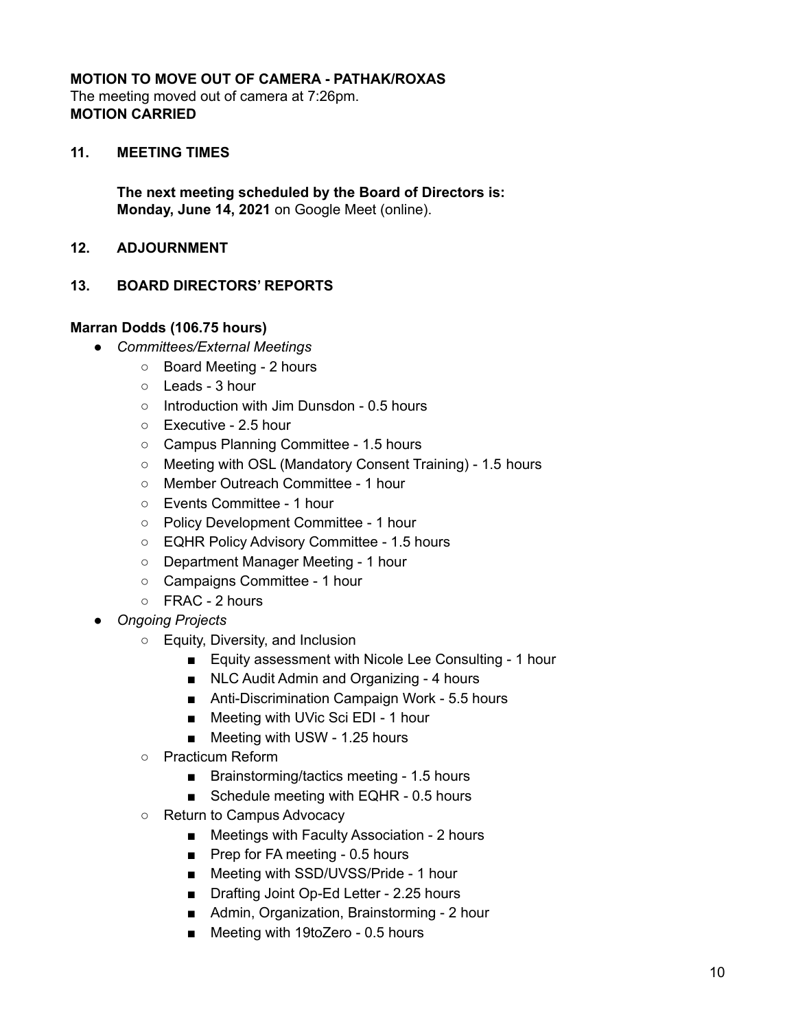**MOTION TO MOVE OUT OF CAMERA - PATHAK/ROXAS**
The meeting moved out of camera at 7:26pm.
**MOTION CARRIED**

## 11. MEETING TIMES

**The next meeting scheduled by the Board of Directors is:**
**Monday, June 14, 2021** on Google Meet (online).

## 12. ADJOURNMENT

## 13. BOARD DIRECTORS' REPORTS

**Marran Dodds (106.75 hours)**

- *Committees/External Meetings*
  - Board Meeting - 2 hours
  - Leads - 3 hour
  - Introduction with Jim Dunsdon - 0.5 hours
  - Executive - 2.5 hour
  - Campus Planning Committee - 1.5 hours
  - Meeting with OSL (Mandatory Consent Training) - 1.5 hours
  - Member Outreach Committee - 1 hour
  - Events Committee - 1 hour
  - Policy Development Committee - 1 hour
  - EQHR Policy Advisory Committee - 1.5 hours
  - Department Manager Meeting - 1 hour
  - Campaigns Committee - 1 hour
  - FRAC - 2 hours
- *Ongoing Projects*
  - Equity, Diversity, and Inclusion
    - Equity assessment with Nicole Lee Consulting - 1 hour
    - NLC Audit Admin and Organizing - 4 hours
    - Anti-Discrimination Campaign Work - 5.5 hours
    - Meeting with UVic Sci EDI - 1 hour
    - Meeting with USW - 1.25 hours
  - Practicum Reform
    - Brainstorming/tactics meeting - 1.5 hours
    - Schedule meeting with EQHR - 0.5 hours
  - Return to Campus Advocacy
    - Meetings with Faculty Association - 2 hours
    - Prep for FA meeting - 0.5 hours
    - Meeting with SSD/UVSS/Pride - 1 hour
    - Drafting Joint Op-Ed Letter - 2.25 hours
    - Admin, Organization, Brainstorming - 2 hour
    - Meeting with 19toZero - 0.5 hours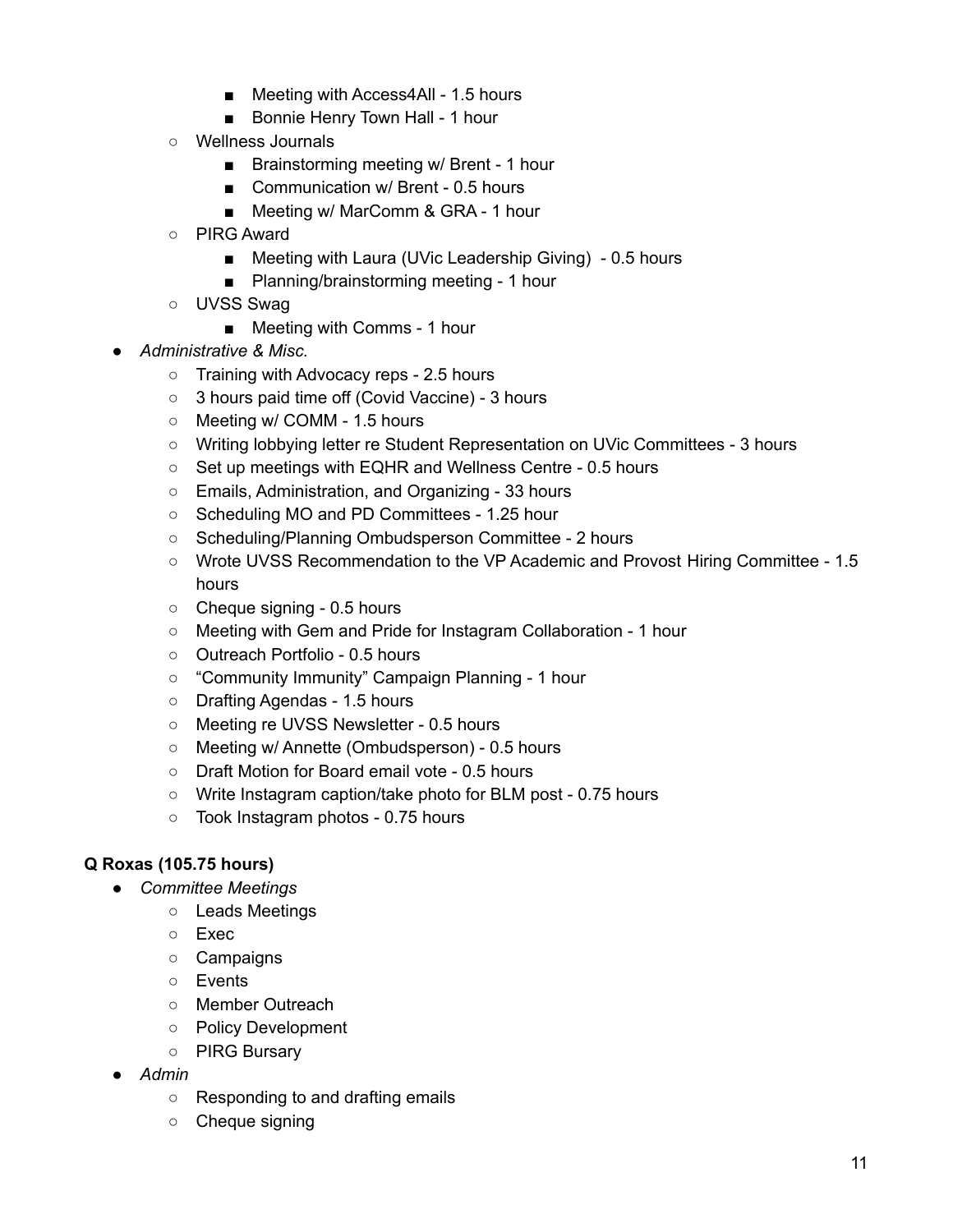- Meeting with Access4All - 1.5 hours
        - Bonnie Henry Town Hall - 1 hour
    - Wellness Journals
        - Brainstorming meeting w/ Brent - 1 hour
        - Communication w/ Brent - 0.5 hours
        - Meeting w/ MarComm & GRA - 1 hour
    - PIRG Award
        - Meeting with Laura (UVic Leadership Giving) - 0.5 hours
        - Planning/brainstorming meeting - 1 hour
    - UVSS Swag
        - Meeting with Comms - 1 hour
- *Administrative & Misc.*
    - Training with Advocacy reps - 2.5 hours
    - 3 hours paid time off (Covid Vaccine) - 3 hours
    - Meeting w/ COMM - 1.5 hours
    - Writing lobbying letter re Student Representation on UVic Committees - 3 hours
    - Set up meetings with EQHR and Wellness Centre - 0.5 hours
    - Emails, Administration, and Organizing - 33 hours
    - Scheduling MO and PD Committees - 1.25 hour
    - Scheduling/Planning Ombudsperson Committee - 2 hours
    - Wrote UVSS Recommendation to the VP Academic and Provost Hiring Committee - 1.5 hours
    - Cheque signing - 0.5 hours
    - Meeting with Gem and Pride for Instagram Collaboration - 1 hour
    - Outreach Portfolio - 0.5 hours
    - "Community Immunity" Campaign Planning - 1 hour
    - Drafting Agendas - 1.5 hours
    - Meeting re UVSS Newsletter - 0.5 hours
    - Meeting w/ Annette (Ombudsperson) - 0.5 hours
    - Draft Motion for Board email vote - 0.5 hours
    - Write Instagram caption/take photo for BLM post - 0.75 hours
    - Took Instagram photos - 0.75 hours

**Q Roxas (105.75 hours)**

- *Committee Meetings*
    - Leads Meetings
    - Exec
    - Campaigns
    - Events
    - Member Outreach
    - Policy Development
    - PIRG Bursary
- *Admin*
    - Responding to and drafting emails
    - Cheque signing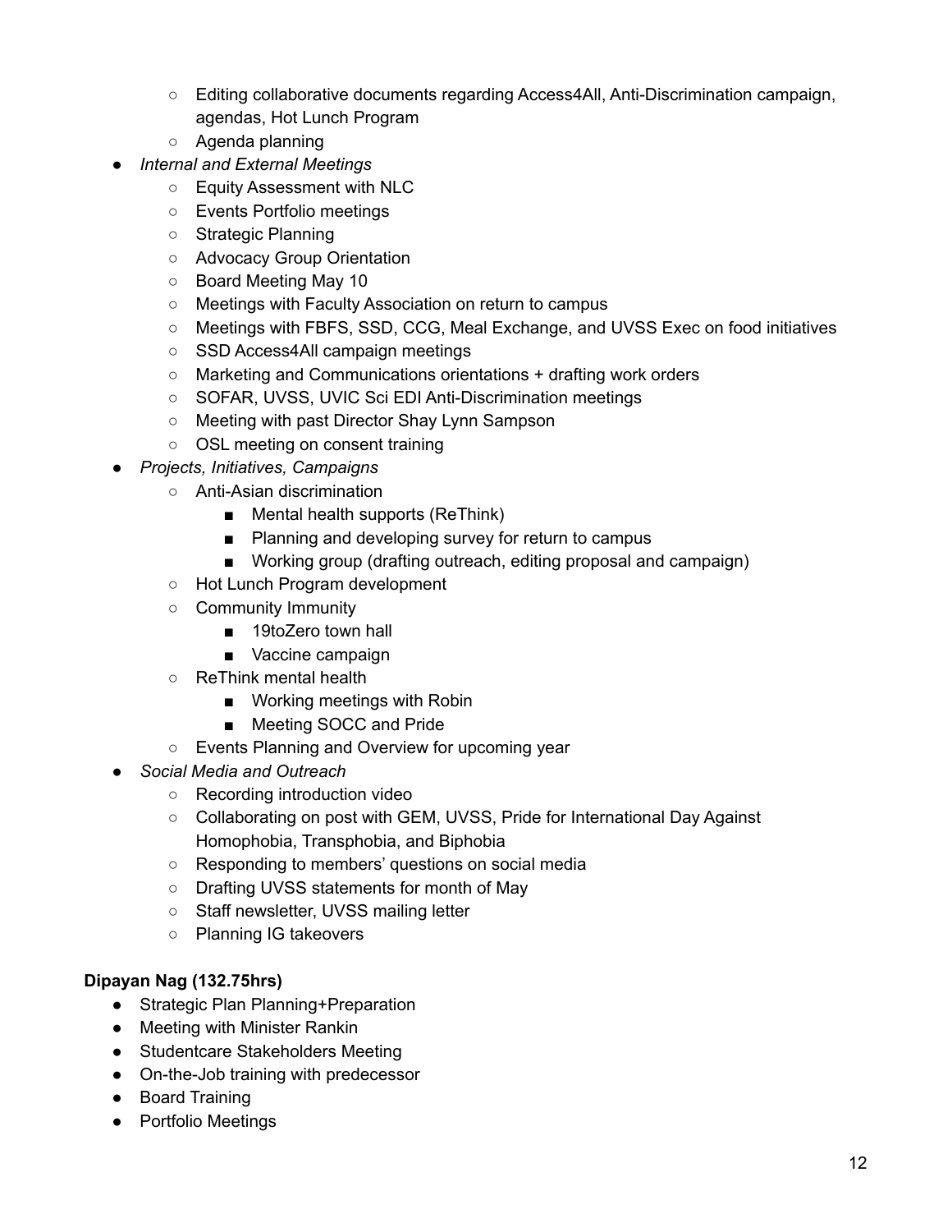- Editing collaborative documents regarding Access4All, Anti-Discrimination campaign, agendas, Hot Lunch Program
    - Agenda planning
- *Internal and External Meetings*
    - Equity Assessment with NLC
    - Events Portfolio meetings
    - Strategic Planning
    - Advocacy Group Orientation
    - Board Meeting May 10
    - Meetings with Faculty Association on return to campus
    - Meetings with FBFS, SSD, CCG, Meal Exchange, and UVSS Exec on food initiatives
    - SSD Access4All campaign meetings
    - Marketing and Communications orientations + drafting work orders
    - SOFAR, UVSS, UVIC Sci EDI Anti-Discrimination meetings
    - Meeting with past Director Shay Lynn Sampson
    - OSL meeting on consent training
- *Projects, Initiatives, Campaigns*
    - Anti-Asian discrimination
        - Mental health supports (ReThink)
        - Planning and developing survey for return to campus
        - Working group (drafting outreach, editing proposal and campaign)
    - Hot Lunch Program development
    - Community Immunity
        - 19toZero town hall
        - Vaccine campaign
    - ReThink mental health
        - Working meetings with Robin
        - Meeting SOCC and Pride
    - Events Planning and Overview for upcoming year
- *Social Media and Outreach*
    - Recording introduction video
    - Collaborating on post with GEM, UVSS, Pride for International Day Against Homophobia, Transphobia, and Biphobia
    - Responding to members' questions on social media
    - Drafting UVSS statements for month of May
    - Staff newsletter, UVSS mailing letter
    - Planning IG takeovers

**Dipayan Nag (132.75hrs)**

- Strategic Plan Planning+Preparation
- Meeting with Minister Rankin
- Studentcare Stakeholders Meeting
- On-the-Job training with predecessor
- Board Training
- Portfolio Meetings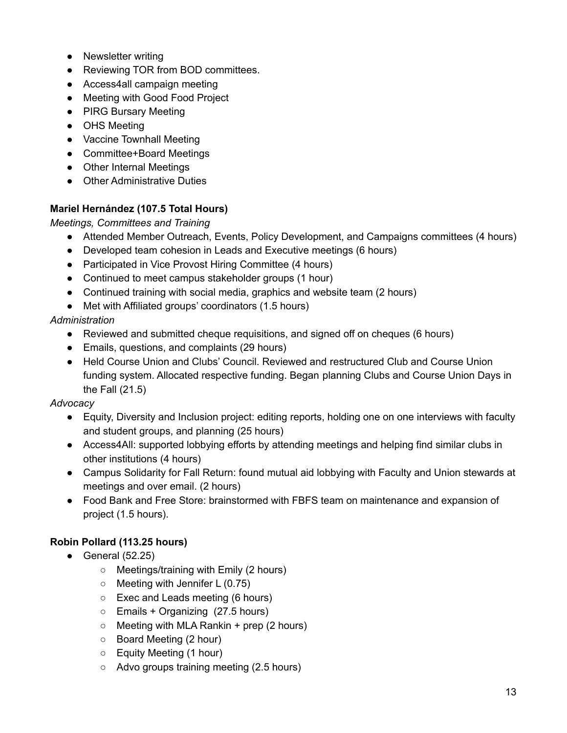- Newsletter writing
- Reviewing TOR from BOD committees.
- Access4all campaign meeting
- Meeting with Good Food Project
- PIRG Bursary Meeting
- OHS Meeting
- Vaccine Townhall Meeting
- Committee+Board Meetings
- Other Internal Meetings
- Other Administrative Duties

**Mariel Hernández (107.5 Total Hours)**

*Meetings, Committees and Training*

- Attended Member Outreach, Events, Policy Development, and Campaigns committees (4 hours)
- Developed team cohesion in Leads and Executive meetings (6 hours)
- Participated in Vice Provost Hiring Committee (4 hours)
- Continued to meet campus stakeholder groups (1 hour)
- Continued training with social media, graphics and website team (2 hours)
- Met with Affiliated groups' coordinators (1.5 hours)

*Administration*

- Reviewed and submitted cheque requisitions, and signed off on cheques (6 hours)
- Emails, questions, and complaints (29 hours)
- Held Course Union and Clubs' Council. Reviewed and restructured Club and Course Union funding system. Allocated respective funding. Began planning Clubs and Course Union Days in the Fall (21.5)

*Advocacy*

- Equity, Diversity and Inclusion project: editing reports, holding one on one interviews with faculty and student groups, and planning (25 hours)
- Access4All: supported lobbying efforts by attending meetings and helping find similar clubs in other institutions (4 hours)
- Campus Solidarity for Fall Return: found mutual aid lobbying with Faculty and Union stewards at meetings and over email. (2 hours)
- Food Bank and Free Store: brainstormed with FBFS team on maintenance and expansion of project (1.5 hours).

**Robin Pollard (113.25 hours)**

- General (52.25)
  - Meetings/training with Emily (2 hours)
  - Meeting with Jennifer L (0.75)
  - Exec and Leads meeting (6 hours)
  - Emails + Organizing (27.5 hours)
  - Meeting with MLA Rankin + prep (2 hours)
  - Board Meeting (2 hour)
  - Equity Meeting (1 hour)
  - Advo groups training meeting (2.5 hours)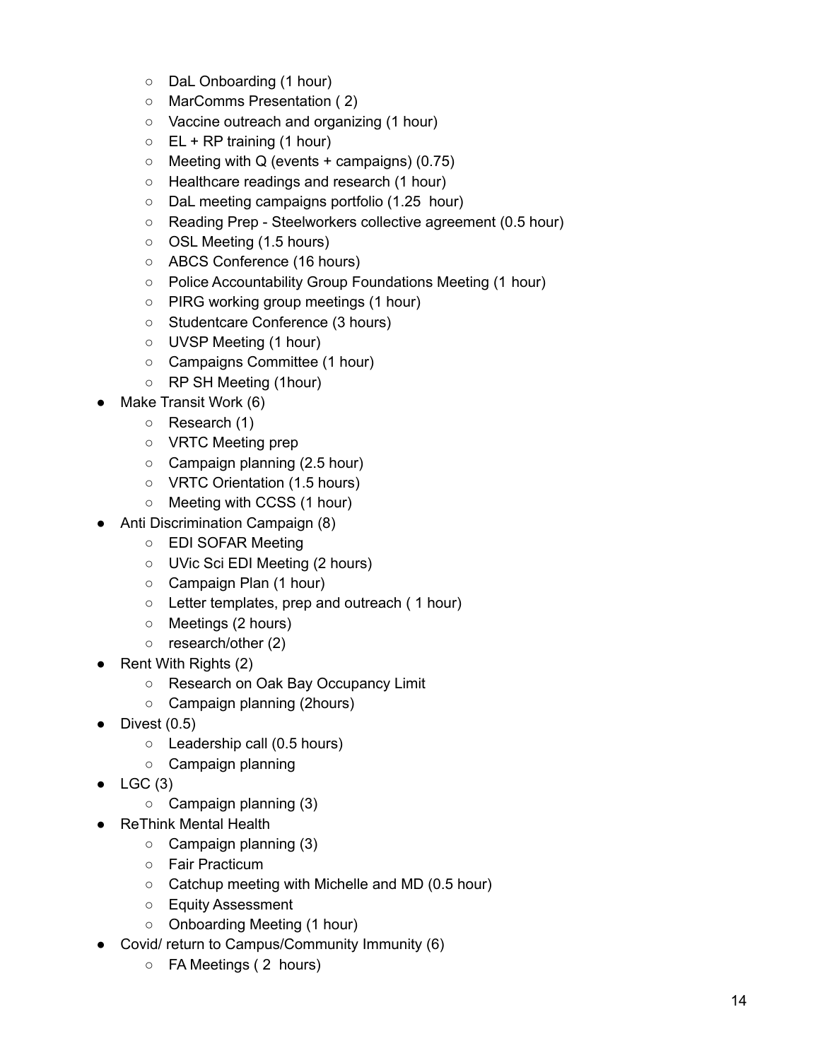- DaL Onboarding (1 hour)
    - MarComms Presentation ( 2)
    - Vaccine outreach and organizing (1 hour)
    - EL + RP training (1 hour)
    - Meeting with Q (events + campaigns) (0.75)
    - Healthcare readings and research (1 hour)
    - DaL meeting campaigns portfolio (1.25  hour)
    - Reading Prep - Steelworkers collective agreement (0.5 hour)
    - OSL Meeting (1.5 hours)
    - ABCS Conference (16 hours)
    - Police Accountability Group Foundations Meeting (1 hour)
    - PIRG working group meetings (1 hour)
    - Studentcare Conference (3 hours)
    - UVSP Meeting (1 hour)
    - Campaigns Committee (1 hour)
    - RP SH Meeting (1hour)
- Make Transit Work (6)
    - Research (1)
    - VRTC Meeting prep
    - Campaign planning (2.5 hour)
    - VRTC Orientation (1.5 hours)
    - Meeting with CCSS (1 hour)
- Anti Discrimination Campaign (8)
    - EDI SOFAR Meeting
    - UVic Sci EDI Meeting (2 hours)
    - Campaign Plan (1 hour)
    - Letter templates, prep and outreach ( 1 hour)
    - Meetings (2 hours)
    - research/other (2)
- Rent With Rights (2)
    - Research on Oak Bay Occupancy Limit
    - Campaign planning (2hours)
- Divest (0.5)
    - Leadership call (0.5 hours)
    - Campaign planning
- LGC (3)
    - Campaign planning (3)
- ReThink Mental Health
    - Campaign planning (3)
    - Fair Practicum
    - Catchup meeting with Michelle and MD (0.5 hour)
    - Equity Assessment
    - Onboarding Meeting (1 hour)
- Covid/ return to Campus/Community Immunity (6)
    - FA Meetings ( 2  hours)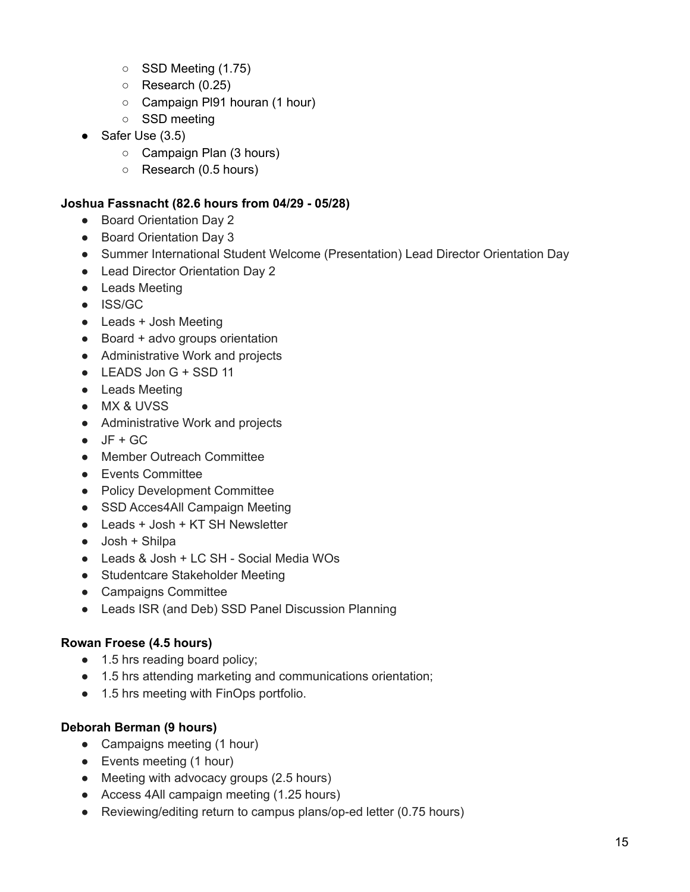- SSD Meeting (1.75)
    - Research (0.25)
    - Campaign Pl91 houran (1 hour)
    - SSD meeting
- Safer Use (3.5)
    - Campaign Plan (3 hours)
    - Research (0.5 hours)

**Joshua Fassnacht (82.6 hours from 04/29 - 05/28)**

- Board Orientation Day 2
- Board Orientation Day 3
- Summer International Student Welcome (Presentation) Lead Director Orientation Day
- Lead Director Orientation Day 2
- Leads Meeting
- ISS/GC
- Leads + Josh Meeting
- Board + advo groups orientation
- Administrative Work and projects
- LEADS Jon G + SSD 11
- Leads Meeting
- MX & UVSS
- Administrative Work and projects
- JF + GC
- Member Outreach Committee
- Events Committee
- Policy Development Committee
- SSD Acces4All Campaign Meeting
- Leads + Josh + KT SH Newsletter
- Josh + Shilpa
- Leads & Josh + LC SH - Social Media WOs
- Studentcare Stakeholder Meeting
- Campaigns Committee
- Leads ISR (and Deb) SSD Panel Discussion Planning

**Rowan Froese (4.5 hours)**

- 1.5 hrs reading board policy;
- 1.5 hrs attending marketing and communications orientation;
- 1.5 hrs meeting with FinOps portfolio.

**Deborah Berman (9 hours)**

- Campaigns meeting (1 hour)
- Events meeting (1 hour)
- Meeting with advocacy groups (2.5 hours)
- Access 4All campaign meeting (1.25 hours)
- Reviewing/editing return to campus plans/op-ed letter (0.75 hours)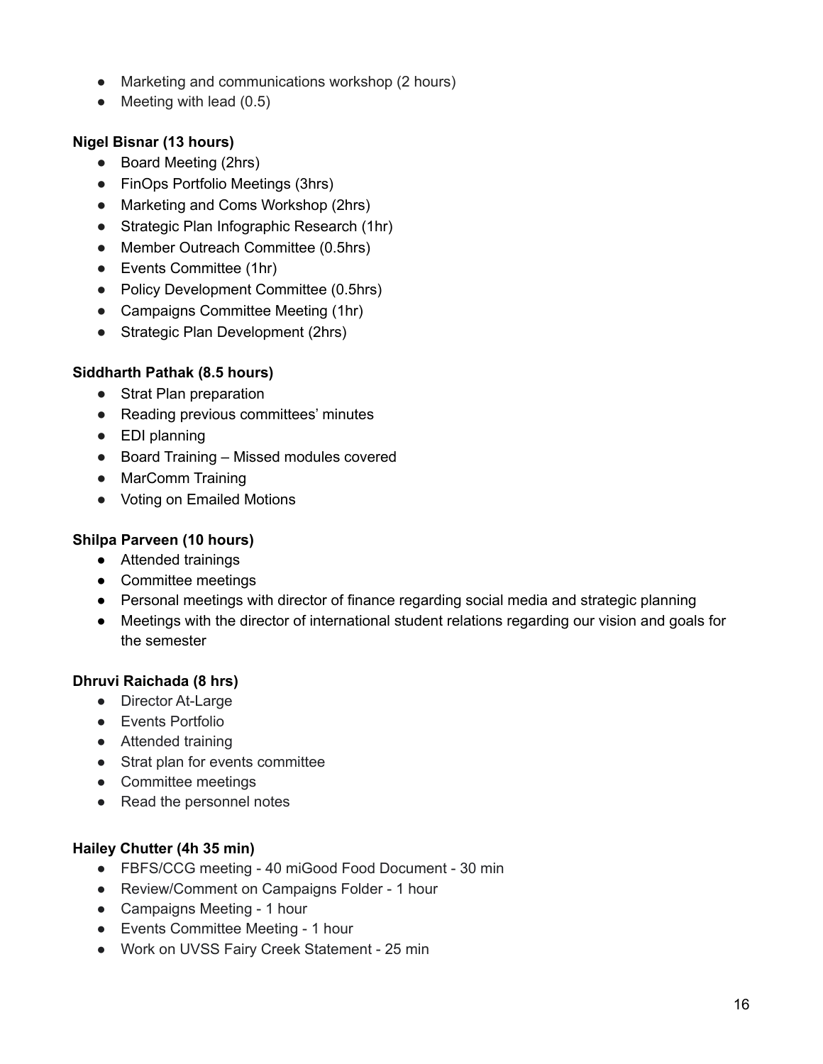- Marketing and communications workshop (2 hours)
- Meeting with lead (0.5)

**Nigel Bisnar (13 hours)**

- Board Meeting (2hrs)
- FinOps Portfolio Meetings (3hrs)
- Marketing and Coms Workshop (2hrs)
- Strategic Plan Infographic Research (1hr)
- Member Outreach Committee (0.5hrs)
- Events Committee (1hr)
- Policy Development Committee (0.5hrs)
- Campaigns Committee Meeting (1hr)
- Strategic Plan Development (2hrs)

**Siddharth Pathak (8.5 hours)**

- Strat Plan preparation
- Reading previous committees' minutes
- EDI planning
- Board Training – Missed modules covered
- MarComm Training
- Voting on Emailed Motions

**Shilpa Parveen (10 hours)**

- Attended trainings
- Committee meetings
- Personal meetings with director of finance regarding social media and strategic planning
- Meetings with the director of international student relations regarding our vision and goals for the semester

**Dhruvi Raichada (8 hrs)**

- Director At-Large
- Events Portfolio
- Attended training
- Strat plan for events committee
- Committee meetings
- Read the personnel notes

**Hailey Chutter (4h 35 min)**

- FBFS/CCG meeting - 40 miGood Food Document - 30 min
- Review/Comment on Campaigns Folder - 1 hour
- Campaigns Meeting - 1 hour
- Events Committee Meeting - 1 hour
- Work on UVSS Fairy Creek Statement - 25 min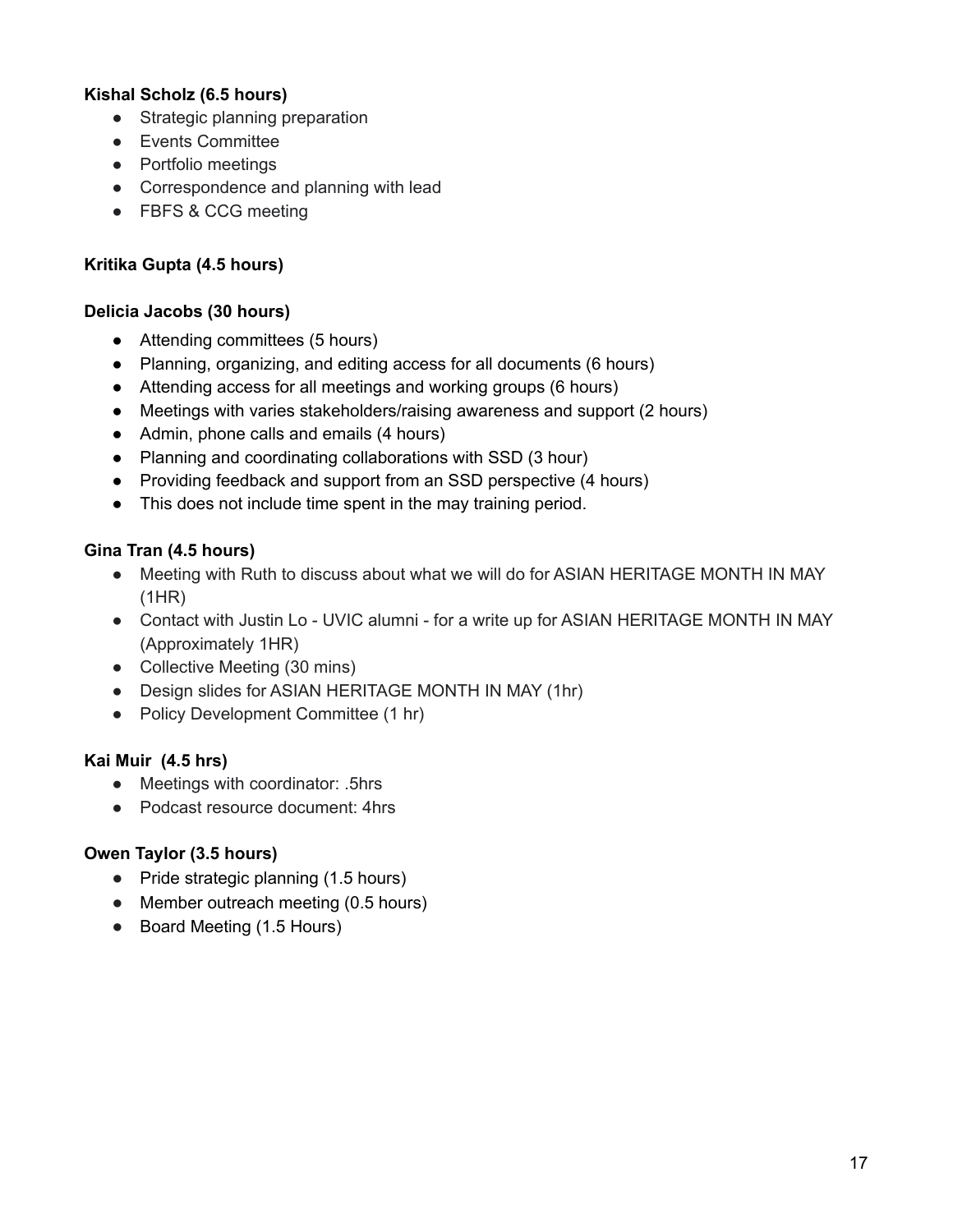**Kishal Scholz (6.5 hours)**

- Strategic planning preparation
- Events Committee
- Portfolio meetings
- Correspondence and planning with lead
- FBFS & CCG meeting

**Kritika Gupta (4.5 hours)**

**Delicia Jacobs (30 hours)**

- Attending committees (5 hours)
- Planning, organizing, and editing access for all documents (6 hours)
- Attending access for all meetings and working groups (6 hours)
- Meetings with varies stakeholders/raising awareness and support (2 hours)
- Admin, phone calls and emails (4 hours)
- Planning and coordinating collaborations with SSD (3 hour)
- Providing feedback and support from an SSD perspective (4 hours)
- This does not include time spent in the may training period.

**Gina Tran (4.5 hours)**

- Meeting with Ruth to discuss about what we will do for ASIAN HERITAGE MONTH IN MAY (1HR)
- Contact with Justin Lo - UVIC alumni - for a write up for ASIAN HERITAGE MONTH IN MAY (Approximately 1HR)
- Collective Meeting (30 mins)
- Design slides for ASIAN HERITAGE MONTH IN MAY (1hr)
- Policy Development Committee (1 hr)

**Kai Muir (4.5 hrs)**

- Meetings with coordinator: .5hrs
- Podcast resource document: 4hrs

**Owen Taylor (3.5 hours)**

- Pride strategic planning (1.5 hours)
- Member outreach meeting (0.5 hours)
- Board Meeting (1.5 Hours)